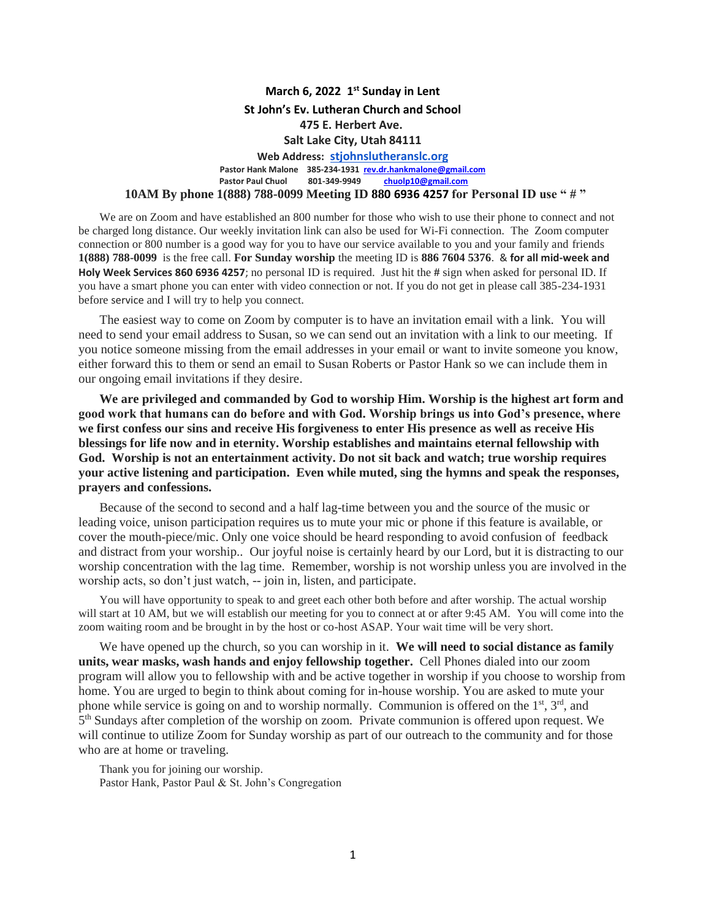**March 6, 2022 1st Sunday in Lent**

**St John's Ev. Lutheran Church and School**

**475 E. Herbert Ave.**

**Salt Lake City, Utah 84111**

**Web Address: stjohnslutheranslc.org**

**Pastor Hank Malone 385-234-1931 rev.dr.hankmalone@gmail.com**

**Pastor Paul Chuol 801-349-9949 chuolp10@gmail.com**

**10AM By phone 1(888) 788-0099 Meeting ID 880 6936 4257 for Personal ID use " # "**

We are on Zoom and have established an 800 number for those who wish to use their phone to connect and not be charged long distance. Our weekly invitation link can also be used for Wi-Fi connection. The Zoom computer connection or 800 number is a good way for you to have our service available to you and your family and friends **1(888) 788-0099** is the free call. **For Sunday worship** the meeting ID is **886 7604 5376**. & **for all mid-week and Holy Week Services 860 6936 4257**; no personal ID is required. Just hit the **#** sign when asked for personal ID. If you have a smart phone you can enter with video connection or not. If you do not get in please call 385-234-1931 before service and I will try to help you connect.

The easiest way to come on Zoom by computer is to have an invitation email with a link. You will need to send your email address to Susan, so we can send out an invitation with a link to our meeting. If you notice someone missing from the email addresses in your email or want to invite someone you know, either forward this to them or send an email to Susan Roberts or Pastor Hank so we can include them in our ongoing email invitations if they desire.

**We are privileged and commanded by God to worship Him. Worship is the highest art form and good work that humans can do before and with God. Worship brings us into God's presence, where we first confess our sins and receive His forgiveness to enter His presence as well as receive His blessings for life now and in eternity. Worship establishes and maintains eternal fellowship with God. Worship is not an entertainment activity. Do not sit back and watch; true worship requires your active listening and participation. Even while muted, sing the hymns and speak the responses, prayers and confessions.**

Because of the second to second and a half lag-time between you and the source of the music or leading voice, unison participation requires us to mute your mic or phone if this feature is available, or cover the mouth-piece/mic. Only one voice should be heard responding to avoid confusion of feedback and distract from your worship.. Our joyful noise is certainly heard by our Lord, but it is distracting to our worship concentration with the lag time. Remember, worship is not worship unless you are involved in the worship acts, so don't just watch, -- join in, listen, and participate.

You will have opportunity to speak to and greet each other both before and after worship. The actual worship will start at 10 AM, but we will establish our meeting for you to connect at or after 9:45 AM. You will come into the zoom waiting room and be brought in by the host or co-host ASAP. Your wait time will be very short.

We have opened up the church, so you can worship in it. **We will need to social distance as family units, wear masks, wash hands and enjoy fellowship together.** Cell Phones dialed into our zoom program will allow you to fellowship with and be active together in worship if you choose to worship from home. You are urged to begin to think about coming for in-house worship. You are asked to mute your phone while service is going on and to worship normally. Communion is offered on the 1st, 3rd, and 5th Sundays after completion of the worship on zoom. Private communion is offered upon request. We will continue to utilize Zoom for Sunday worship as part of our outreach to the community and for those who are at home or traveling.

Thank you for joining our worship.
Pastor Hank, Pastor Paul & St. John's Congregation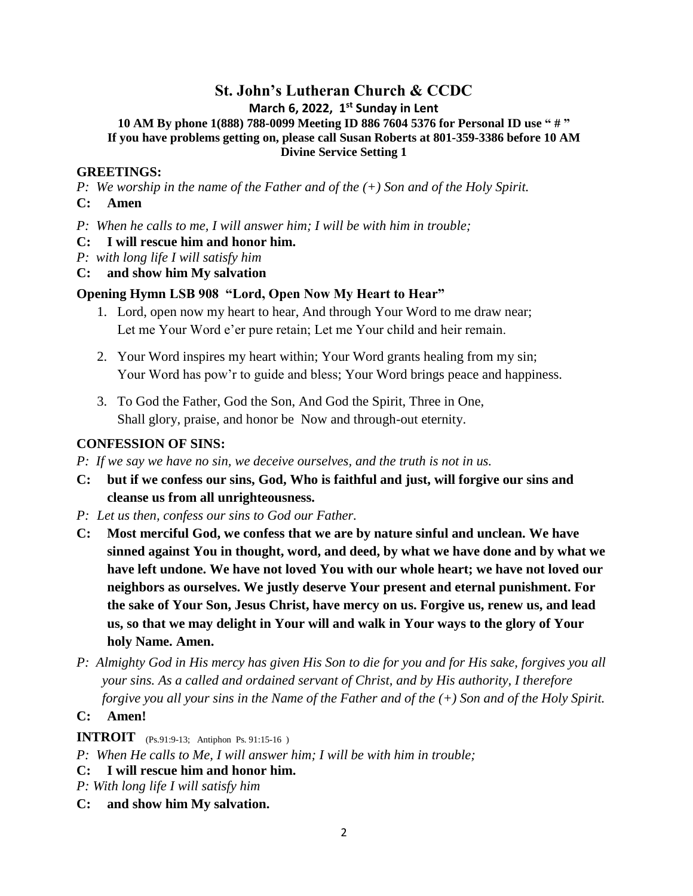# St. John's Lutheran Church & CCDC

**March 6, 2022, 1st Sunday in Lent**

**10 AM By phone 1(888) 788-0099 Meeting ID 886 7604 5376 for Personal ID use " # "**
**If you have problems getting on, please call Susan Roberts at 801-359-3386 before 10 AM**
**Divine Service Setting 1**

## GREETINGS:

*P: We worship in the name of the Father and of the (+) Son and of the Holy Spirit.*

**C: Amen**

*P: When he calls to me, I will answer him; I will be with him in trouble;*

**C: I will rescue him and honor him.**

*P: with long life I will satisfy him*

**C: and show him My salvation**

### Opening Hymn LSB 908 "Lord, Open Now My Heart to Hear"

1. Lord, open now my heart to hear, And through Your Word to me draw near;
   Let me Your Word e'er pure retain; Let me Your child and heir remain.
2. Your Word inspires my heart within; Your Word grants healing from my sin;
   Your Word has pow'r to guide and bless; Your Word brings peace and happiness.
3. To God the Father, God the Son, And God the Spirit, Three in One,
   Shall glory, praise, and honor be Now and through-out eternity.

## CONFESSION OF SINS:

*P: If we say we have no sin, we deceive ourselves, and the truth is not in us.*

**C: but if we confess our sins, God, Who is faithful and just, will forgive our sins and cleanse us from all unrighteousness.**

*P: Let us then, confess our sins to God our Father.*

**C: Most merciful God, we confess that we are by nature sinful and unclean. We have sinned against You in thought, word, and deed, by what we have done and by what we have left undone. We have not loved You with our whole heart; we have not loved our neighbors as ourselves. We justly deserve Your present and eternal punishment. For the sake of Your Son, Jesus Christ, have mercy on us. Forgive us, renew us, and lead us, so that we may delight in Your will and walk in Your ways to the glory of Your holy Name. Amen.**

*P: Almighty God in His mercy has given His Son to die for you and for His sake, forgives you all your sins. As a called and ordained servant of Christ, and by His authority, I therefore forgive you all your sins in the Name of the Father and of the (+) Son and of the Holy Spirit.*

**C: Amen!**

## INTROIT (Ps.91:9-13; Antiphon Ps. 91:15-16 )

*P: When He calls to Me, I will answer him; I will be with him in trouble;*

**C: I will rescue him and honor him.**

*P: With long life I will satisfy him*

**C: and show him My salvation.**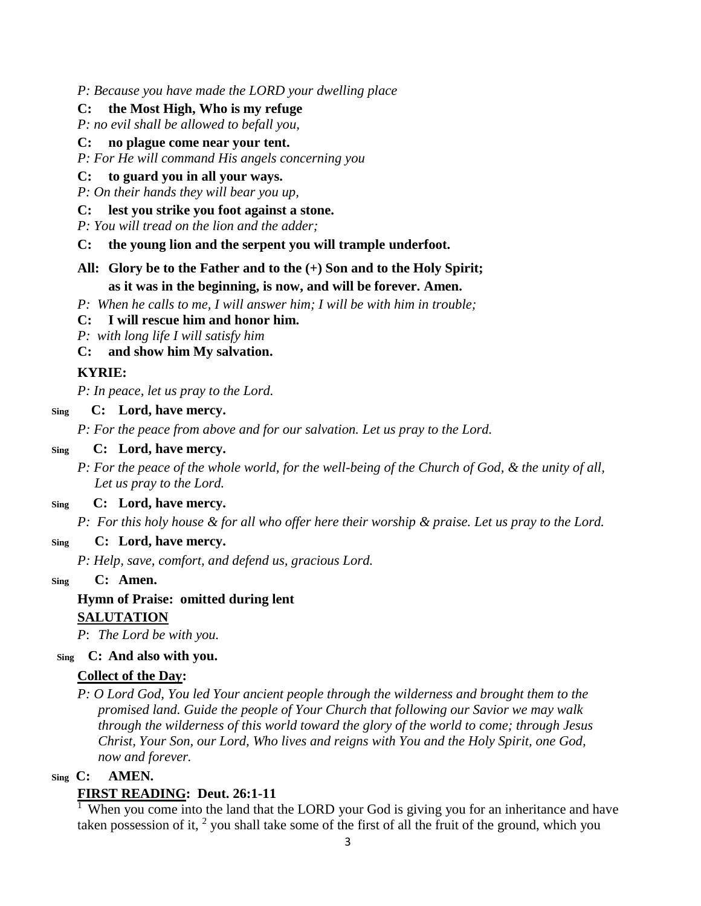*P: Because you have made the LORD your dwelling place*

**C: the Most High, Who is my refuge**

*P: no evil shall be allowed to befall you,*

**C: no plague come near your tent.**

*P: For He will command His angels concerning you*

**C: to guard you in all your ways.**

*P: On their hands they will bear you up,*

**C: lest you strike you foot against a stone.**

*P: You will tread on the lion and the adder;*

**C: the young lion and the serpent you will trample underfoot.**

**All: Glory be to the Father and to the (+) Son and to the Holy Spirit; as it was in the beginning, is now, and will be forever. Amen.**

*P: When he calls to me, I will answer him; I will be with him in trouble;*

**C: I will rescue him and honor him.**

*P: with long life I will satisfy him*

**C: and show him My salvation.**

**KYRIE:**

*P: In peace, let us pray to the Lord.*

Sing **C: Lord, have mercy.**

*P: For the peace from above and for our salvation. Let us pray to the Lord.*

Sing **C: Lord, have mercy.**

*P: For the peace of the whole world, for the well-being of the Church of God, & the unity of all, Let us pray to the Lord.*

Sing **C: Lord, have mercy.**

*P: For this holy house & for all who offer here their worship & praise. Let us pray to the Lord.*

Sing **C: Lord, have mercy.**

*P: Help, save, comfort, and defend us, gracious Lord.*

Sing **C: Amen.**

**Hymn of Praise: omitted during lent**

**SALUTATION**

*P: The Lord be with you.*

Sing **C: And also with you.**

**Collect of the Day:**

*P: O Lord God, You led Your ancient people through the wilderness and brought them to the promised land. Guide the people of Your Church that following our Savior we may walk through the wilderness of this world toward the glory of the world to come; through Jesus Christ, Your Son, our Lord, Who lives and reigns with You and the Holy Spirit, one God, now and forever.*

Sing **C: AMEN.**

**FIRST READING: Deut. 26:1-11**

[1] When you come into the land that the LORD your God is giving you for an inheritance and have taken possession of it, [2] you shall take some of the first of all the fruit of the ground, which you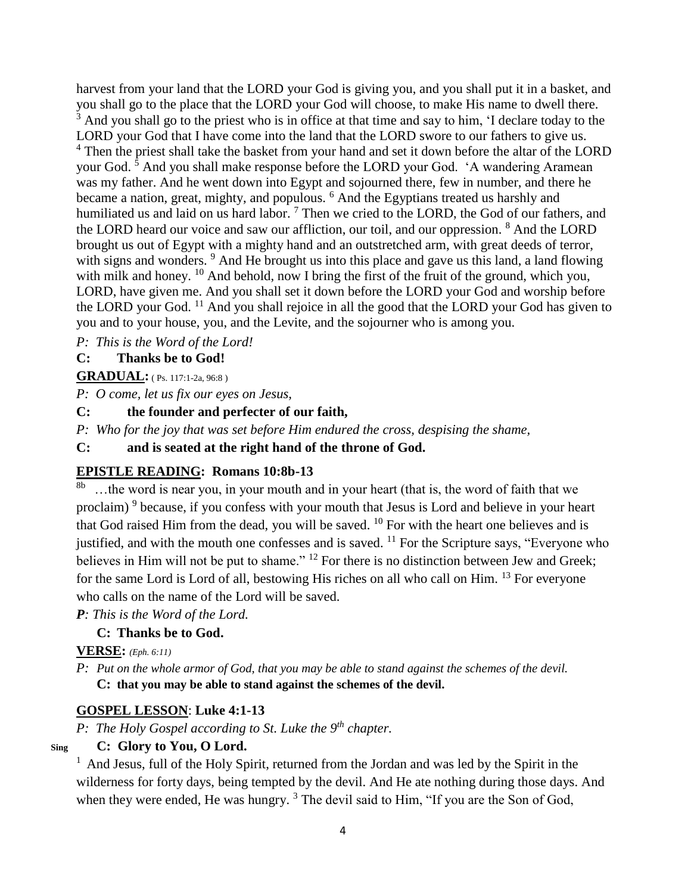harvest from your land that the LORD your God is giving you, and you shall put it in a basket, and you shall go to the place that the LORD your God will choose, to make His name to dwell there. [3] And you shall go to the priest who is in office at that time and say to him, 'I declare today to the LORD your God that I have come into the land that the LORD swore to our fathers to give us. [4] Then the priest shall take the basket from your hand and set it down before the altar of the LORD your God. [5] And you shall make response before the LORD your God. 'A wandering Aramean was my father. And he went down into Egypt and sojourned there, few in number, and there he became a nation, great, mighty, and populous. [6] And the Egyptians treated us harshly and humiliated us and laid on us hard labor. [7] Then we cried to the LORD, the God of our fathers, and the LORD heard our voice and saw our affliction, our toil, and our oppression. [8] And the LORD brought us out of Egypt with a mighty hand and an outstretched arm, with great deeds of terror, with signs and wonders. [9] And He brought us into this place and gave us this land, a land flowing with milk and honey. [10] And behold, now I bring the first of the fruit of the ground, which you, LORD, have given me. And you shall set it down before the LORD your God and worship before the LORD your God. [11] And you shall rejoice in all the good that the LORD your God has given to you and to your house, you, and the Levite, and the sojourner who is among you.

*P: This is the Word of the Lord!*

**C: Thanks be to God!**

**GRADUAL:** ( Ps. 117:1-2a, 96:8 )

*P: O come, let us fix our eyes on Jesus,*

**C: the founder and perfecter of our faith,**

*P: Who for the joy that was set before Him endured the cross, despising the shame,*

**C: and is seated at the right hand of the throne of God.**

**EPISTLE READING: Romans 10:8b-13**

[8b] …the word is near you, in your mouth and in your heart (that is, the word of faith that we proclaim) [9] because, if you confess with your mouth that Jesus is Lord and believe in your heart that God raised Him from the dead, you will be saved. [10] For with the heart one believes and is justified, and with the mouth one confesses and is saved. [11] For the Scripture says, "Everyone who believes in Him will not be put to shame." [12] For there is no distinction between Jew and Greek; for the same Lord is Lord of all, bestowing His riches on all who call on Him. [13] For everyone who calls on the name of the Lord will be saved.

***P**: This is the Word of the Lord.*

**C: Thanks be to God.**

**VERSE:** *(Eph. 6:11)*

*P: Put on the whole armor of God, that you may be able to stand against the schemes of the devil.*

**C: that you may be able to stand against the schemes of the devil.**

**GOSPEL LESSON: Luke 4:1-13**

*P: The Holy Gospel according to St. Luke the 9th chapter.*

**Sing** **C: Glory to You, O Lord.**

[1] And Jesus, full of the Holy Spirit, returned from the Jordan and was led by the Spirit in the wilderness for forty days, being tempted by the devil. And He ate nothing during those days. And when they were ended, He was hungry. [3] The devil said to Him, "If you are the Son of God,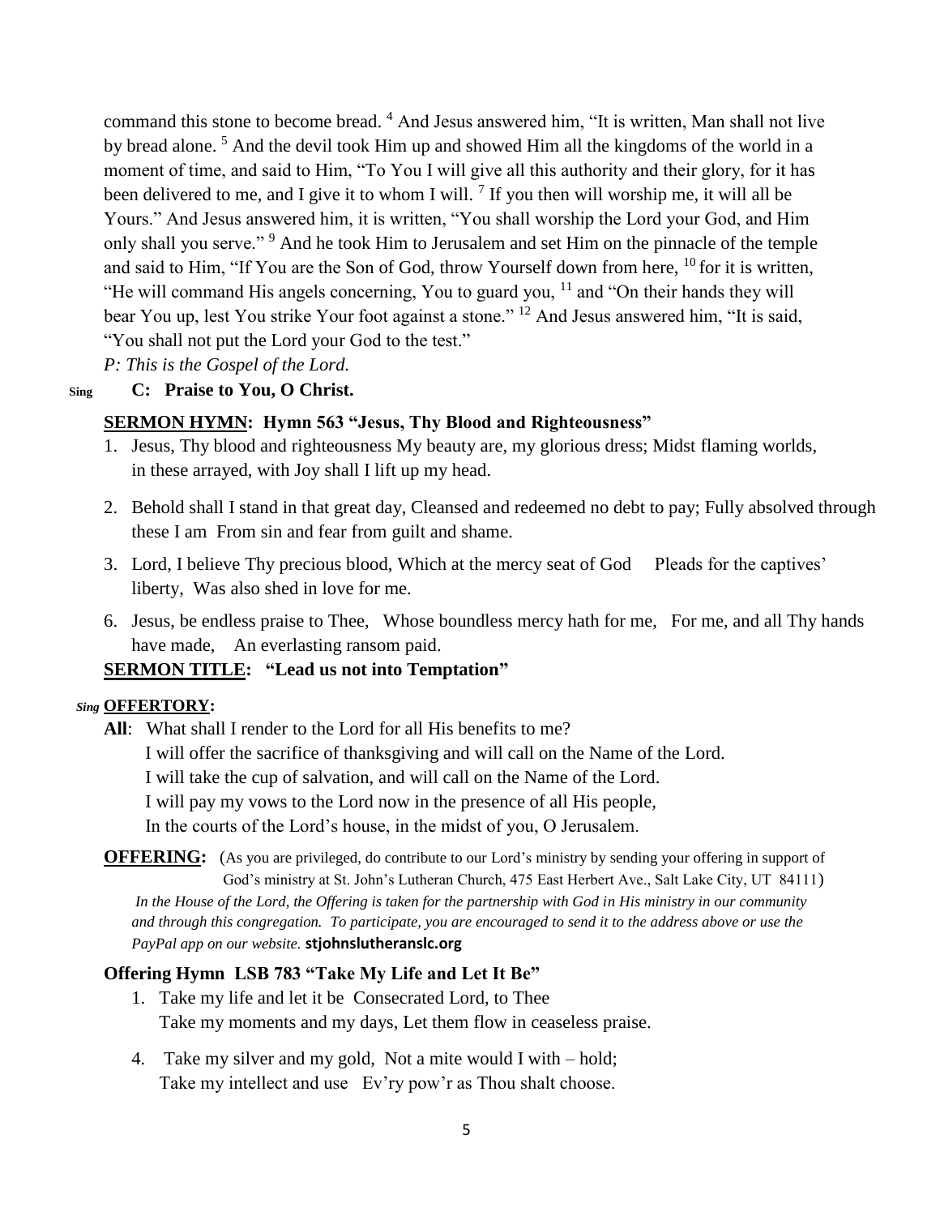command this stone to become bread. [4] And Jesus answered him, "It is written, Man shall not live by bread alone. [5] And the devil took Him up and showed Him all the kingdoms of the world in a moment of time, and said to Him, "To You I will give all this authority and their glory, for it has been delivered to me, and I give it to whom I will. [7] If you then will worship me, it will all be Yours." And Jesus answered him, it is written, "You shall worship the Lord your God, and Him only shall you serve." [9] And he took Him to Jerusalem and set Him on the pinnacle of the temple and said to Him, "If You are the Son of God, throw Yourself down from here, [10] for it is written, "He will command His angels concerning, You to guard you, [11] and "On their hands they will bear You up, lest You strike Your foot against a stone." [12] And Jesus answered him, "It is said, "You shall not put the Lord your God to the test."

*P: This is the Gospel of the Lord.*

Sing **C: Praise to You, O Christ.**

**SERMON HYMN: Hymn 563 "Jesus, Thy Blood and Righteousness"**

1. Jesus, Thy blood and righteousness My beauty are, my glorious dress; Midst flaming worlds, in these arrayed, with Joy shall I lift up my head.
2. Behold shall I stand in that great day, Cleansed and redeemed no debt to pay; Fully absolved through these I am From sin and fear from guilt and shame.
3. Lord, I believe Thy precious blood, Which at the mercy seat of God Pleads for the captives' liberty, Was also shed in love for me.
6. Jesus, be endless praise to Thee, Whose boundless mercy hath for me, For me, and all Thy hands have made, An everlasting ransom paid.

**SERMON TITLE: "Lead us not into Temptation"**

*Sing* **OFFERTORY:**

**All**: What shall I render to the Lord for all His benefits to me?
I will offer the sacrifice of thanksgiving and will call on the Name of the Lord.
I will take the cup of salvation, and will call on the Name of the Lord.
I will pay my vows to the Lord now in the presence of all His people,
In the courts of the Lord's house, in the midst of you, O Jerusalem.

**OFFERING:** (As you are privileged, do contribute to our Lord's ministry by sending your offering in support of God's ministry at St. John's Lutheran Church, 475 East Herbert Ave., Salt Lake City, UT 84111)

*In the House of the Lord, the Offering is taken for the partnership with God in His ministry in our community and through this congregation. To participate, you are encouraged to send it to the address above or use the PayPal app on our website.* **stjohnslutheranslc.org**

**Offering Hymn LSB 783 "Take My Life and Let It Be"**

1. Take my life and let it be Consecrated Lord, to Thee
   Take my moments and my days, Let them flow in ceaseless praise.
4. Take my silver and my gold, Not a mite would I with – hold;
   Take my intellect and use Ev'ry pow'r as Thou shalt choose.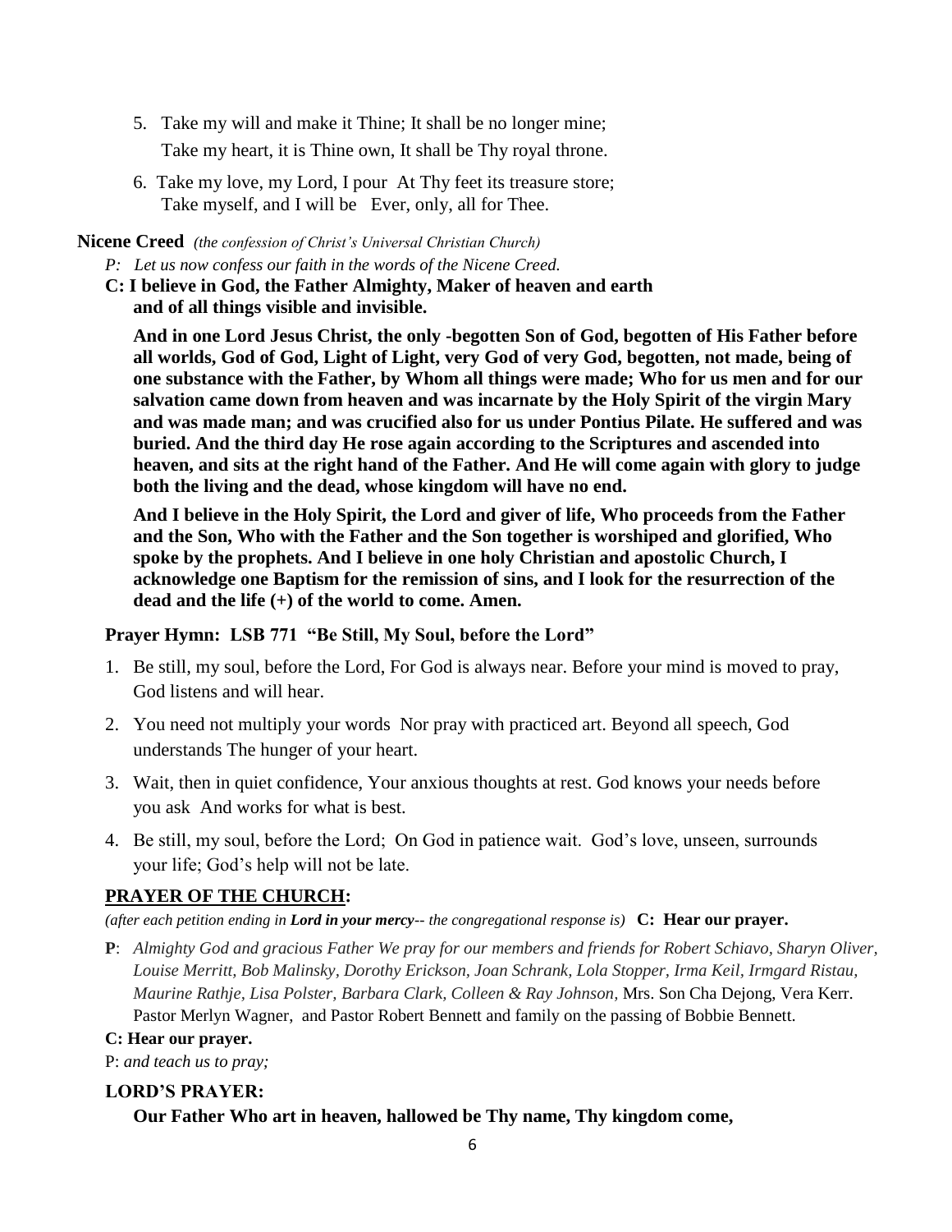5. Take my will and make it Thine; It shall be no longer mine;
   Take my heart, it is Thine own, It shall be Thy royal throne.

6. Take my love, my Lord, I pour At Thy feet its treasure store;
   Take myself, and I will be Ever, only, all for Thee.

**Nicene Creed** *(the confession of Christ's Universal Christian Church)*

*P: Let us now confess our faith in the words of the Nicene Creed.*

**C: I believe in God, the Father Almighty, Maker of heaven and earth and of all things visible and invisible.**

**And in one Lord Jesus Christ, the only -begotten Son of God, begotten of His Father before all worlds, God of God, Light of Light, very God of very God, begotten, not made, being of one substance with the Father, by Whom all things were made; Who for us men and for our salvation came down from heaven and was incarnate by the Holy Spirit of the virgin Mary and was made man; and was crucified also for us under Pontius Pilate. He suffered and was buried. And the third day He rose again according to the Scriptures and ascended into heaven, and sits at the right hand of the Father. And He will come again with glory to judge both the living and the dead, whose kingdom will have no end.**

**And I believe in the Holy Spirit, the Lord and giver of life, Who proceeds from the Father and the Son, Who with the Father and the Son together is worshiped and glorified, Who spoke by the prophets. And I believe in one holy Christian and apostolic Church, I acknowledge one Baptism for the remission of sins, and I look for the resurrection of the dead and the life (+) of the world to come. Amen.**

**Prayer Hymn: LSB 771 "Be Still, My Soul, before the Lord"**

1. Be still, my soul, before the Lord, For God is always near. Before your mind is moved to pray, God listens and will hear.
2. You need not multiply your words Nor pray with practiced art. Beyond all speech, God understands The hunger of your heart.
3. Wait, then in quiet confidence, Your anxious thoughts at rest. God knows your needs before you ask And works for what is best.
4. Be still, my soul, before the Lord; On God in patience wait. God's love, unseen, surrounds your life; God's help will not be late.

## PRAYER OF THE CHURCH:

*(after each petition ending in **Lord in your mercy**-- the congregational response is)* **C: Hear our prayer.**

**P**: *Almighty God and gracious Father We pray for our members and friends for Robert Schiavo, Sharyn Oliver, Louise Merritt, Bob Malinsky, Dorothy Erickson, Joan Schrank, Lola Stopper, Irma Keil, Irmgard Ristau, Maurine Rathje, Lisa Polster, Barbara Clark, Colleen & Ray Johnson,* Mrs. Son Cha Dejong, Vera Kerr. Pastor Merlyn Wagner, and Pastor Robert Bennett and family on the passing of Bobbie Bennett.

**C: Hear our prayer.**

P: *and teach us to pray;*

**LORD'S PRAYER:**

**Our Father Who art in heaven, hallowed be Thy name, Thy kingdom come,**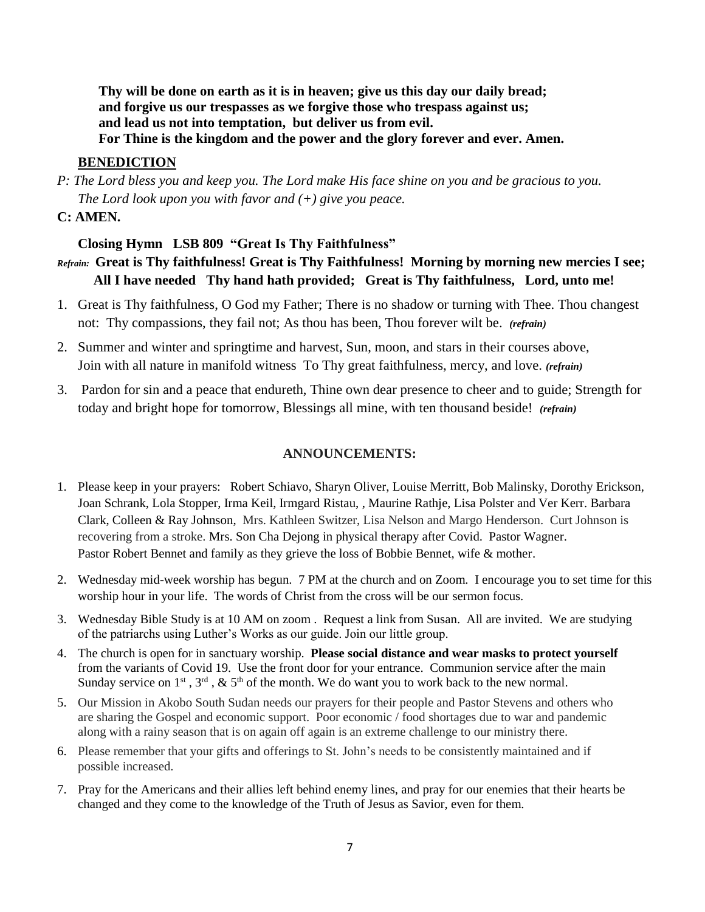**Thy will be done on earth as it is in heaven; give us this day our daily bread;**
**and forgive us our trespasses as we forgive those who trespass against us;**
**and lead us not into temptation, but deliver us from evil.**
**For Thine is the kingdom and the power and the glory forever and ever. Amen.**

## BENEDICTION

*P: The Lord bless you and keep you. The Lord make His face shine on you and be gracious to you. The Lord look upon you with favor and (+) give you peace.*

**C: AMEN.**

**Closing Hymn LSB 809 "Great Is Thy Faithfulness"**

*Refrain:* **Great is Thy faithfulness! Great is Thy Faithfulness! Morning by morning new mercies I see; All I have needed Thy hand hath provided; Great is Thy faithfulness, Lord, unto me!**

1. Great is Thy faithfulness, O God my Father; There is no shadow or turning with Thee. Thou changest not: Thy compassions, they fail not; As thou has been, Thou forever wilt be. ***(refrain)***
2. Summer and winter and springtime and harvest, Sun, moon, and stars in their courses above, Join with all nature in manifold witness To Thy great faithfulness, mercy, and love. ***(refrain)***
3. Pardon for sin and a peace that endureth, Thine own dear presence to cheer and to guide; Strength for today and bright hope for tomorrow, Blessings all mine, with ten thousand beside! ***(refrain)***

## ANNOUNCEMENTS:

1. Please keep in your prayers: Robert Schiavo, Sharyn Oliver, Louise Merritt, Bob Malinsky, Dorothy Erickson, Joan Schrank, Lola Stopper, Irma Keil, Irmgard Ristau, , Maurine Rathje, Lisa Polster and Ver Kerr. Barbara Clark, Colleen & Ray Johnson, Mrs. Kathleen Switzer, Lisa Nelson and Margo Henderson. Curt Johnson is recovering from a stroke. Mrs. Son Cha Dejong in physical therapy after Covid. Pastor Wagner. Pastor Robert Bennet and family as they grieve the loss of Bobbie Bennet, wife & mother.
2. Wednesday mid-week worship has begun. 7 PM at the church and on Zoom. I encourage you to set time for this worship hour in your life. The words of Christ from the cross will be our sermon focus.
3. Wednesday Bible Study is at 10 AM on zoom . Request a link from Susan. All are invited. We are studying of the patriarchs using Luther's Works as our guide. Join our little group.
4. The church is open for in sanctuary worship. **Please social distance and wear masks to protect yourself** from the variants of Covid 19. Use the front door for your entrance. Communion service after the main Sunday service on 1st , 3rd , & 5th of the month. We do want you to work back to the new normal.
5. Our Mission in Akobo South Sudan needs our prayers for their people and Pastor Stevens and others who are sharing the Gospel and economic support. Poor economic / food shortages due to war and pandemic along with a rainy season that is on again off again is an extreme challenge to our ministry there.
6. Please remember that your gifts and offerings to St. John's needs to be consistently maintained and if possible increased.
7. Pray for the Americans and their allies left behind enemy lines, and pray for our enemies that their hearts be changed and they come to the knowledge of the Truth of Jesus as Savior, even for them.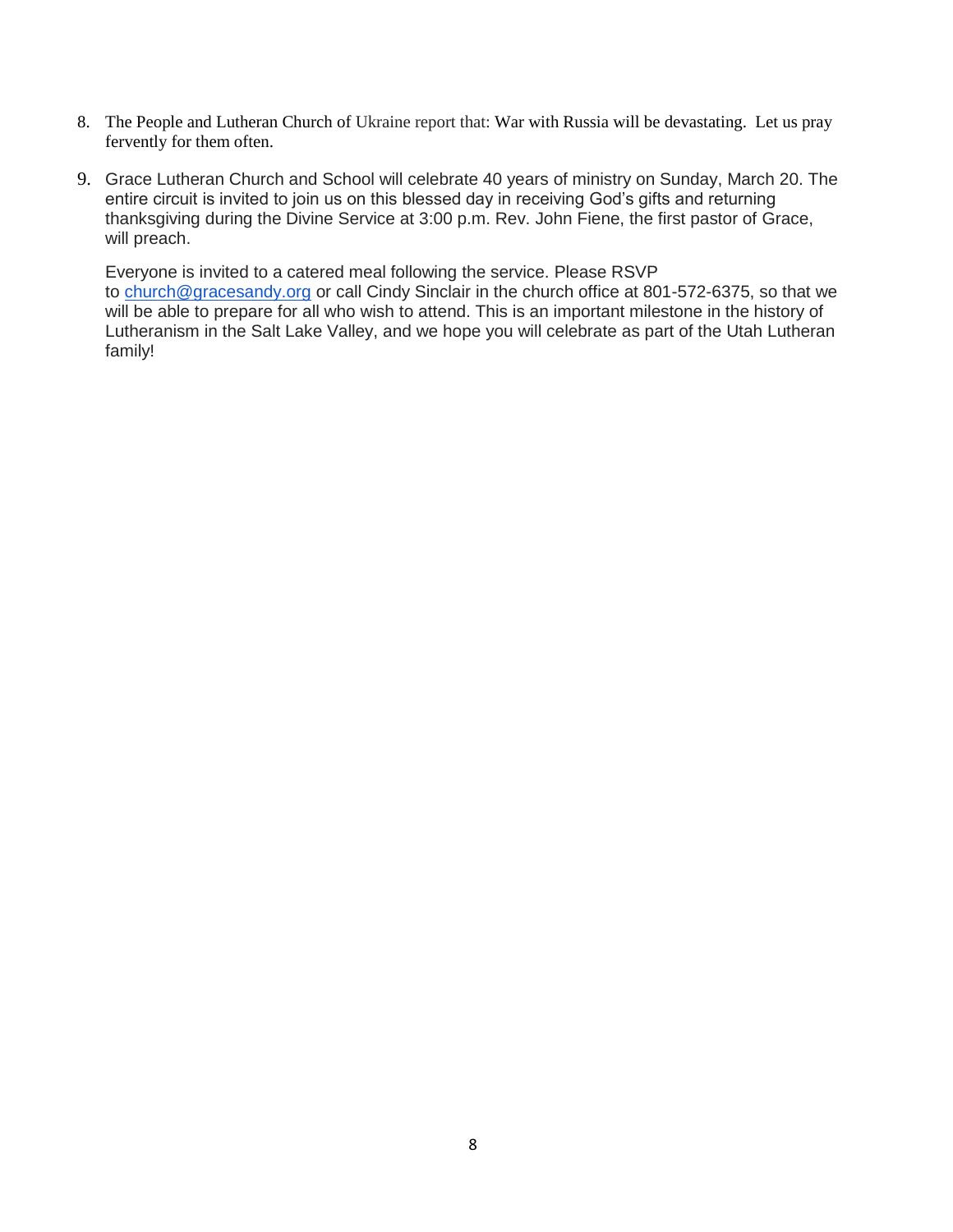8. The People and Lutheran Church of Ukraine report that: War with Russia will be devastating. Let us pray fervently for them often.

9. Grace Lutheran Church and School will celebrate 40 years of ministry on Sunday, March 20. The entire circuit is invited to join us on this blessed day in receiving God's gifts and returning thanksgiving during the Divine Service at 3:00 p.m. Rev. John Fiene, the first pastor of Grace, will preach.

   Everyone is invited to a catered meal following the service. Please RSVP to church@gracesandy.org or call Cindy Sinclair in the church office at 801-572-6375, so that we will be able to prepare for all who wish to attend. This is an important milestone in the history of Lutheranism in the Salt Lake Valley, and we hope you will celebrate as part of the Utah Lutheran family!